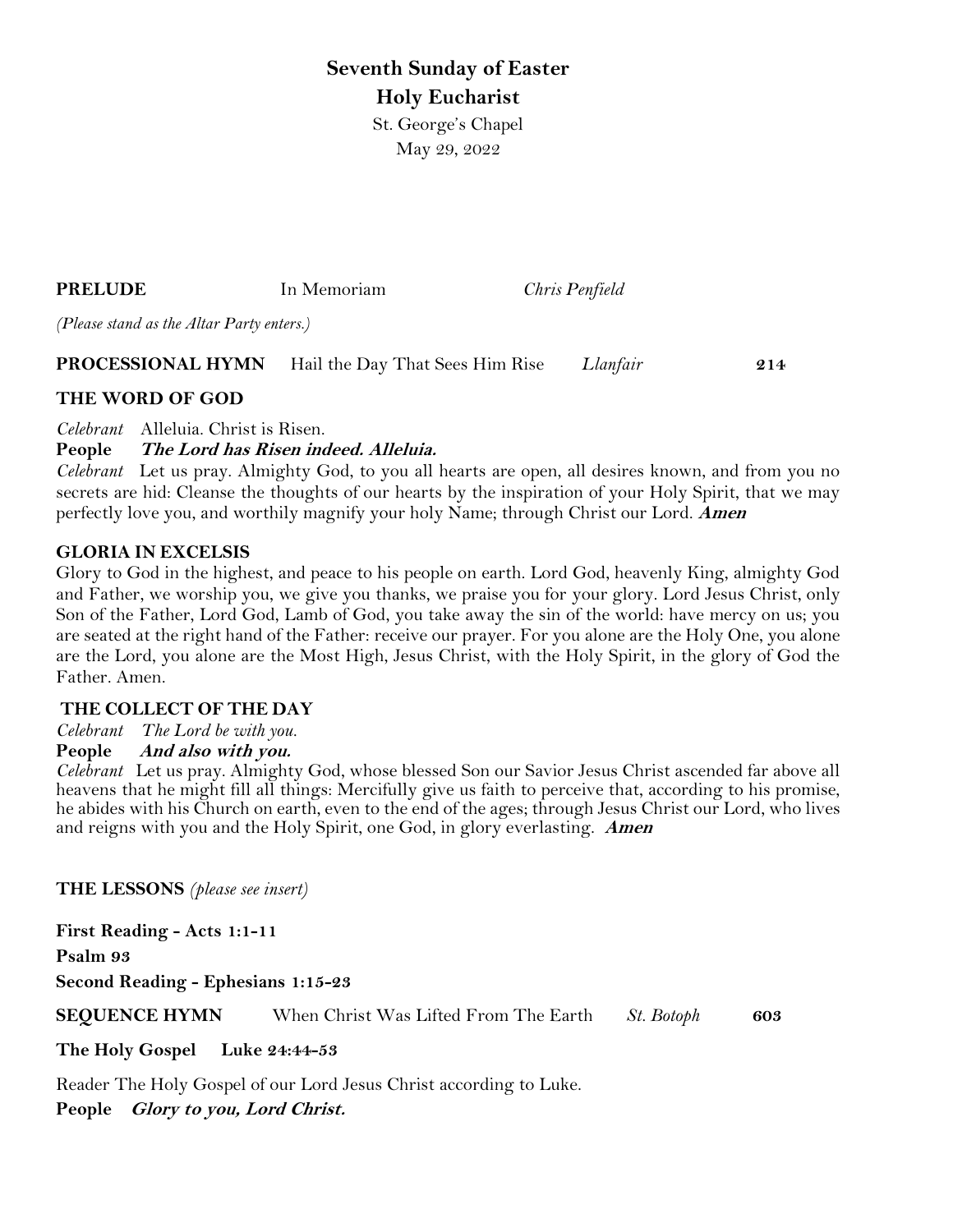# Seventh Sunday of Easter
## Holy Eucharist

St. George's Chapel
May 29, 2022

**PRELUDE** In Memoriam *Chris Penfield*

*(Please stand as the Altar Party enters.)*

**PROCESSIONAL HYMN** Hail the Day That Sees Him Rise *Llanfair* **214**

**THE WORD OF GOD**

*Celebrant* Alleluia. Christ is Risen.
**People *The Lord has Risen indeed. Alleluia.***
*Celebrant* Let us pray. Almighty God, to you all hearts are open, all desires known, and from you no secrets are hid: Cleanse the thoughts of our hearts by the inspiration of your Holy Spirit, that we may perfectly love you, and worthily magnify your holy Name; through Christ our Lord. ***Amen***

**GLORIA IN EXCELSIS**

Glory to God in the highest, and peace to his people on earth. Lord God, heavenly King, almighty God and Father, we worship you, we give you thanks, we praise you for your glory. Lord Jesus Christ, only Son of the Father, Lord God, Lamb of God, you take away the sin of the world: have mercy on us; you are seated at the right hand of the Father: receive our prayer. For you alone are the Holy One, you alone are the Lord, you alone are the Most High, Jesus Christ, with the Holy Spirit, in the glory of God the Father. Amen.

**THE COLLECT OF THE DAY**

*Celebrant The Lord be with you.*
**People *And also with you.***
*Celebrant* Let us pray. Almighty God, whose blessed Son our Savior Jesus Christ ascended far above all heavens that he might fill all things: Mercifully give us faith to perceive that, according to his promise, he abides with his Church on earth, even to the end of the ages; through Jesus Christ our Lord, who lives and reigns with you and the Holy Spirit, one God, in glory everlasting. ***Amen***

**THE LESSONS** *(please see insert)*

**First Reading - Acts 1:1-11**

**Psalm 93**

**Second Reading - Ephesians 1:15-23**

**SEQUENCE HYMN** When Christ Was Lifted From The Earth *St. Botoph* **603**

**The Holy Gospel Luke 24:44-53**

Reader The Holy Gospel of our Lord Jesus Christ according to Luke.
**People *Glory to you, Lord Christ.***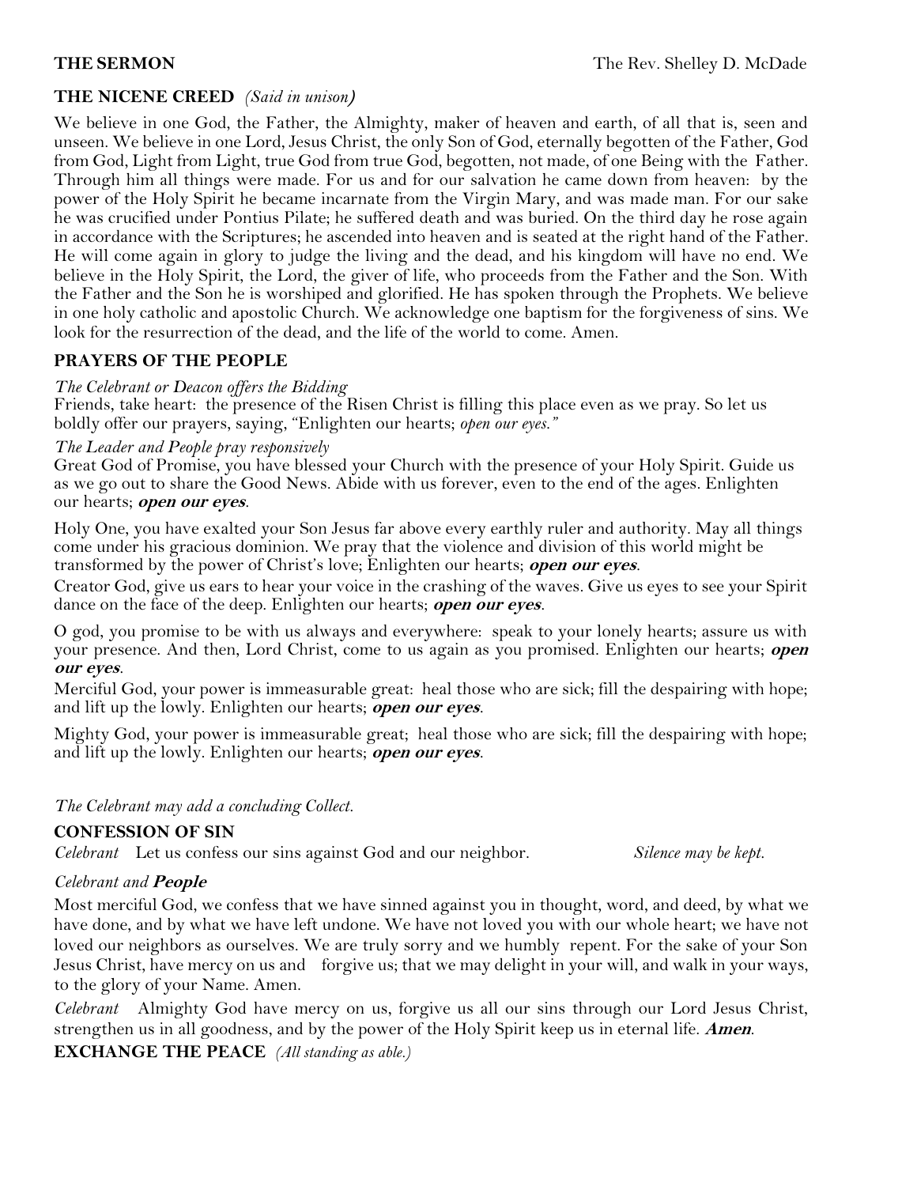**THE SERMON** The Rev. Shelley D. McDade

## THE NICENE CREED *(Said in unison)*

We believe in one God, the Father, the Almighty, maker of heaven and earth, of all that is, seen and unseen. We believe in one Lord, Jesus Christ, the only Son of God, eternally begotten of the Father, God from God, Light from Light, true God from true God, begotten, not made, of one Being with the Father. Through him all things were made. For us and for our salvation he came down from heaven: by the power of the Holy Spirit he became incarnate from the Virgin Mary, and was made man. For our sake he was crucified under Pontius Pilate; he suffered death and was buried. On the third day he rose again in accordance with the Scriptures; he ascended into heaven and is seated at the right hand of the Father. He will come again in glory to judge the living and the dead, and his kingdom will have no end. We believe in the Holy Spirit, the Lord, the giver of life, who proceeds from the Father and the Son. With the Father and the Son he is worshiped and glorified. He has spoken through the Prophets. We believe in one holy catholic and apostolic Church. We acknowledge one baptism for the forgiveness of sins. We look for the resurrection of the dead, and the life of the world to come. Amen.

## PRAYERS OF THE PEOPLE

*The Celebrant or Deacon offers the Bidding*

Friends, take heart: the presence of the Risen Christ is filling this place even as we pray. So let us boldly offer our prayers, saying, "Enlighten our hearts; *open our eyes."*

*The Leader and People pray responsively*

Great God of Promise, you have blessed your Church with the presence of your Holy Spirit. Guide us as we go out to share the Good News. Abide with us forever, even to the end of the ages. Enlighten our hearts; ***open our eyes***.

Holy One, you have exalted your Son Jesus far above every earthly ruler and authority. May all things come under his gracious dominion. We pray that the violence and division of this world might be transformed by the power of Christ's love; Enlighten our hearts; ***open our eyes***.

Creator God, give us ears to hear your voice in the crashing of the waves. Give us eyes to see your Spirit dance on the face of the deep. Enlighten our hearts; ***open our eyes***.

O god, you promise to be with us always and everywhere: speak to your lonely hearts; assure us with your presence. And then, Lord Christ, come to us again as you promised. Enlighten our hearts; ***open our eyes***.

Merciful God, your power is immeasurable great: heal those who are sick; fill the despairing with hope; and lift up the lowly. Enlighten our hearts; ***open our eyes***.

Mighty God, your power is immeasurable great; heal those who are sick; fill the despairing with hope; and lift up the lowly. Enlighten our hearts; ***open our eyes***.

*The Celebrant may add a concluding Collect.*

## CONFESSION OF SIN

*Celebrant* Let us confess our sins against God and our neighbor. *Silence may be kept.*

*Celebrant and* ***People***

Most merciful God, we confess that we have sinned against you in thought, word, and deed, by what we have done, and by what we have left undone. We have not loved you with our whole heart; we have not loved our neighbors as ourselves. We are truly sorry and we humbly repent. For the sake of your Son Jesus Christ, have mercy on us and forgive us; that we may delight in your will, and walk in your ways, to the glory of your Name. Amen.

*Celebrant* Almighty God have mercy on us, forgive us all our sins through our Lord Jesus Christ, strengthen us in all goodness, and by the power of the Holy Spirit keep us in eternal life. ***Amen***.

## EXCHANGE THE PEACE *(All standing as able.)*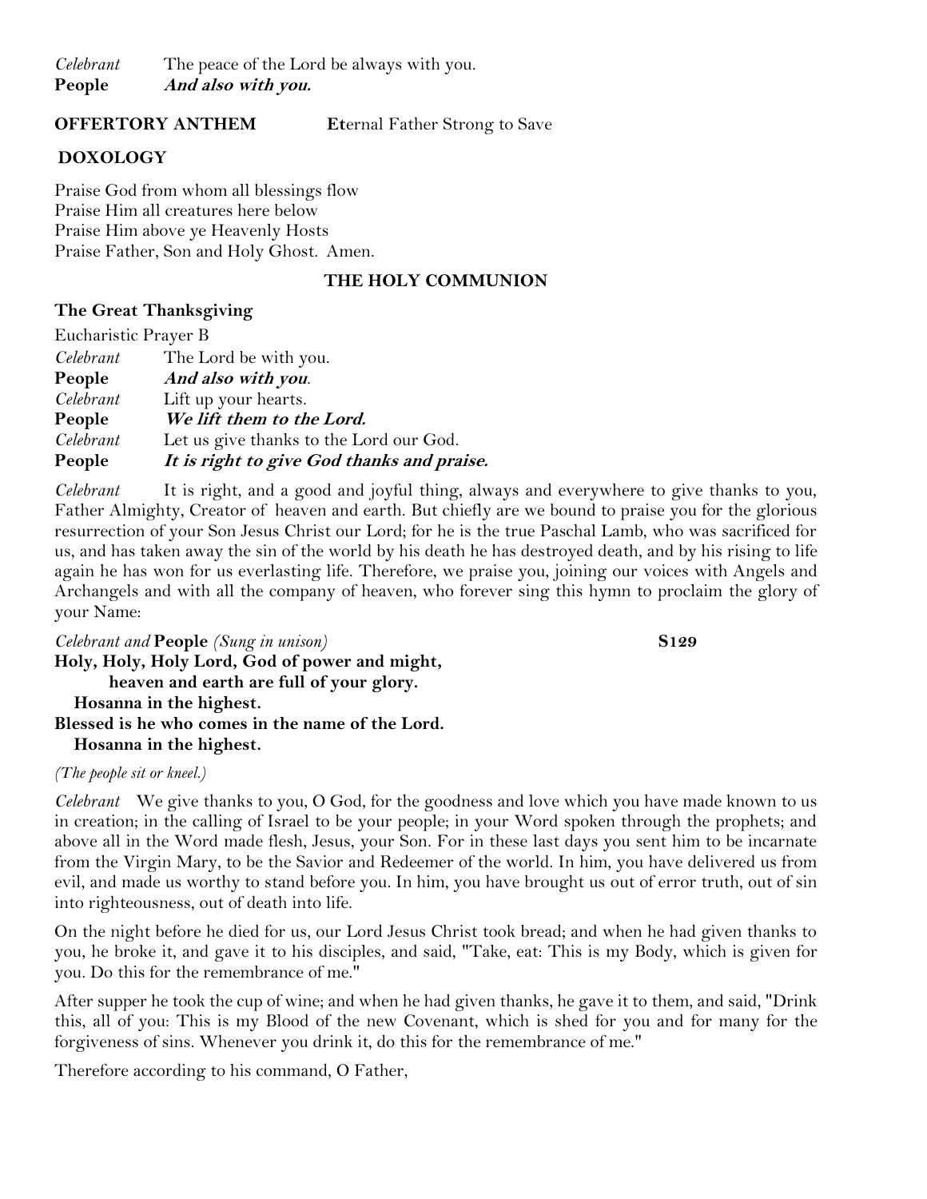*Celebrant* The peace of the Lord be always with you.
**People** ***And also with you.***

**OFFERTORY ANTHEM** **Et**ernal Father Strong to Save

**DOXOLOGY**

Praise God from whom all blessings flow
Praise Him all creatures here below
Praise Him above ye Heavenly Hosts
Praise Father, Son and Holy Ghost. Amen.

## THE HOLY COMMUNION

**The Great Thanksgiving**

Eucharistic Prayer B

*Celebrant* The Lord be with you.
**People** ***And also with you***.
*Celebrant* Lift up your hearts.
**People** ***We lift them to the Lord.***
*Celebrant* Let us give thanks to the Lord our God.
**People** ***It is right to give God thanks and praise.***

*Celebrant* It is right, and a good and joyful thing, always and everywhere to give thanks to you, Father Almighty, Creator of heaven and earth. But chiefly are we bound to praise you for the glorious resurrection of your Son Jesus Christ our Lord; for he is the true Paschal Lamb, who was sacrificed for us, and has taken away the sin of the world by his death he has destroyed death, and by his rising to life again he has won for us everlasting life. Therefore, we praise you, joining our voices with Angels and Archangels and with all the company of heaven, who forever sing this hymn to proclaim the glory of your Name:

*Celebrant and* **People** *(Sung in unison)* **S129**

**Holy, Holy, Holy Lord, God of power and might,**
**heaven and earth are full of your glory.**
**Hosanna in the highest.**
**Blessed is he who comes in the name of the Lord.**
**Hosanna in the highest.**

*(The people sit or kneel.)*

*Celebrant* We give thanks to you, O God, for the goodness and love which you have made known to us in creation; in the calling of Israel to be your people; in your Word spoken through the prophets; and above all in the Word made flesh, Jesus, your Son. For in these last days you sent him to be incarnate from the Virgin Mary, to be the Savior and Redeemer of the world. In him, you have delivered us from evil, and made us worthy to stand before you. In him, you have brought us out of error truth, out of sin into righteousness, out of death into life.

On the night before he died for us, our Lord Jesus Christ took bread; and when he had given thanks to you, he broke it, and gave it to his disciples, and said, "Take, eat: This is my Body, which is given for you. Do this for the remembrance of me."

After supper he took the cup of wine; and when he had given thanks, he gave it to them, and said, "Drink this, all of you: This is my Blood of the new Covenant, which is shed for you and for many for the forgiveness of sins. Whenever you drink it, do this for the remembrance of me."

Therefore according to his command, O Father,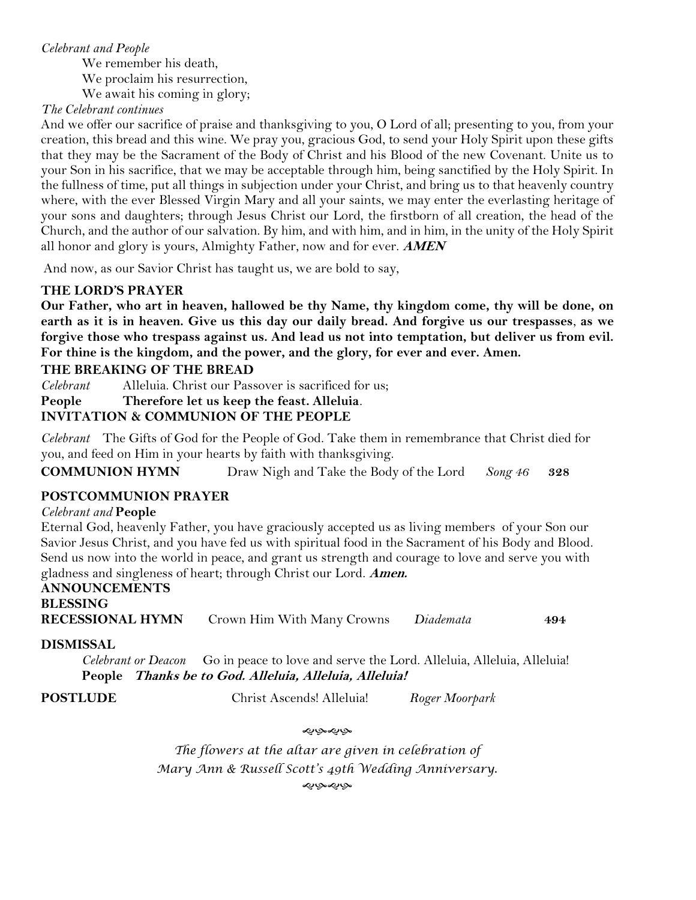*Celebrant and People*

We remember his death,
We proclaim his resurrection,
We await his coming in glory;

*The Celebrant continues*

And we offer our sacrifice of praise and thanksgiving to you, O Lord of all; presenting to you, from your creation, this bread and this wine. We pray you, gracious God, to send your Holy Spirit upon these gifts that they may be the Sacrament of the Body of Christ and his Blood of the new Covenant. Unite us to your Son in his sacrifice, that we may be acceptable through him, being sanctified by the Holy Spirit. In the fullness of time, put all things in subjection under your Christ, and bring us to that heavenly country where, with the ever Blessed Virgin Mary and all your saints, we may enter the everlasting heritage of your sons and daughters; through Jesus Christ our Lord, the firstborn of all creation, the head of the Church, and the author of our salvation. By him, and with him, and in him, in the unity of the Holy Spirit all honor and glory is yours, Almighty Father, now and for ever. ***AMEN***

And now, as our Savior Christ has taught us, we are bold to say,

**THE LORD'S PRAYER**

**Our Father, who art in heaven, hallowed be thy Name, thy kingdom come, thy will be done, on earth as it is in heaven. Give us this day our daily bread. And forgive us our trespasses, as we forgive those who trespass against us. And lead us not into temptation, but deliver us from evil. For thine is the kingdom, and the power, and the glory, for ever and ever. Amen.**

**THE BREAKING OF THE BREAD**

*Celebrant* Alleluia. Christ our Passover is sacrificed for us;
**People Therefore let us keep the feast. Alleluia**.

**INVITATION & COMMUNION OF THE PEOPLE**

*Celebrant* The Gifts of God for the People of God. Take them in remembrance that Christ died for you, and feed on Him in your hearts by faith with thanksgiving.

**COMMUNION HYMN** Draw Nigh and Take the Body of the Lord *Song 46* **328**

**POSTCOMMUNION PRAYER**

*Celebrant and* **People**

Eternal God, heavenly Father, you have graciously accepted us as living members of your Son our Savior Jesus Christ, and you have fed us with spiritual food in the Sacrament of his Body and Blood. Send us now into the world in peace, and grant us strength and courage to love and serve you with gladness and singleness of heart; through Christ our Lord. ***Amen.***

**ANNOUNCEMENTS**

**BLESSING**

**RECESSIONAL HYMN** Crown Him With Many Crowns *Diademata* **494**

**DISMISSAL**

*Celebrant or Deacon* Go in peace to love and serve the Lord. Alleluia, Alleluia, Alleluia!
**People *Thanks be to God. Alleluia, Alleluia, Alleluia!***

**POSTLUDE** Christ Ascends! Alleluia! *Roger Moorpark*

*The flowers at the altar are given in celebration of*
*Mary Ann & Russell Scott's 49th Wedding Anniversary.*